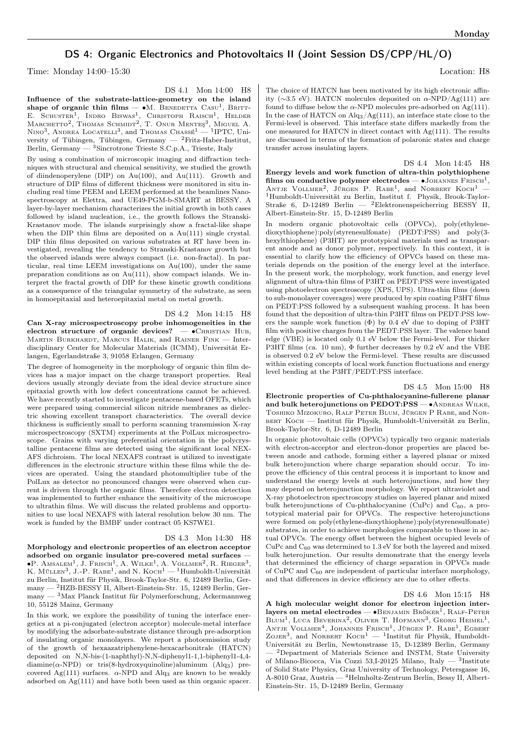## DS 4: Organic Electronics and Photovoltaics II (Joint Session DS/CPP/HL/O)

Time: Monday 14:00–15:30 Location: H8

DS 4.1 Mon 14:00 H8

**Influence of the substrate-lattice-geometry on the island shape of organic thin films** — •M. Benedetta Casu[1], Britt-E. Schuster[1], Indro Biswas[1], Christoph Raisch[1], Helder Marchetto[2], Thomas Schmidt[2], T. Onur Menteş[3], Miguel A. Nino[3], Andrea Locatelli[3], and Thomas Chassé[1] — [1]IPTC, University of Tübingen, Tübingen, Germany — [2]Fritz-Haber-Institut, Berlin, Germany — [3]Sincrotrone Trieste S.C.p.A., Trieste, Italy

By using a combination of microscopic imaging and diffraction techniques with structural and chemical sensitivity, we studied the growth of diindenoperylene (DIP) on Au(100), and Au(111). Growth and structure of DIP films of different thickness were monitored in situ including real time PEEM and LEEM performed at the beamlines Nanospectroscopy at Elettra, and UE49-PGM-b-SMART at BESSY. A layer-by-layer mechanism characterizes the initial growth in both cases followed by island nucleation, i.e., the growth follows the Stranski-Krastanov mode. The islands surprisingly show a fractal-like shape when the DIP thin films are deposited on a Au(111) single crystal. DIP thin films deposited on various substrates at RT have been investigated, revealing the tendency to Stranski-Krastanov growth but the observed islands were always compact (i.e. non-fractal). In particular, real time LEEM investigations on Au(100), under the same preparation conditions as on Au(111), show compact islands. We interpret the fractal growth of DIP for these kinetic growth conditions as a consequence of the triangular symmetry of the substrate, as seen in homoepitaxial and heteroepitaxial metal on metal growth.

DS 4.2 Mon 14:15 H8

**Can X-ray microspectroscopy probe inhomogeneities in the electron structure of organic devices?** — •Christian Hub, Martin Burkhardt, Marcus Halik, and Rainer Fink — Interdisciplinary Center for Molecular Materials (ICMM), Universität Erlangen, Egerlandstraße 3, 91058 Erlangen, Germany

The degree of homogeneity in the morphology of organic thin film devices has a major impact on the charge transport properties. Real devices usually strongly deviate from the ideal device structure since epitaxial growth with low defect concentrations cannot be achieved. We have recently started to investigate pentacene-based OFETs, which were prepared using commercial silicon nitride membranes as dielectric showing excellent transport characteristics. The overall device thickness is sufficiently small to perform scanning transmission X-ray microspectroscopy (SXTM) experiments at the PolLux microspectroscope. Grains with varying preferential orientation in the polycrystalline pentacene films are detected using the significant local NEXAFS dichroism. The local NEXAFS contrast is utilized to investigate differences in the electronic structure within these films while the devices are operated. Using the standard photomultiplier tube of the PolLux as detector no pronounced changes were observed when current is driven through the organic films. Therefore electron detection was implemented to further enhance the sensitivity of the microscope to ultrathin films. We will discuss the related problems and opportunities to use local NEXAFS with lateral resolution below 30 nm. The work is funded by the BMBF under contract 05 KS7WE1.

DS 4.3 Mon 14:30 H8

**Morphology and electronic properties of an electron acceptor adsorbed on organic insulator pre-covered metal surfaces** — •P. Amsalem[1], J. Frisch[1], A. Wilke[1], A. Vollmer[2], R. Rieger[3], K. Müllen[3], J.-P. Rabe[1], and N. Koch[1] — [1]Humboldt-Universität zu Berlin, Institut für Physik, Brook-Taylor-Str. 6, 12489 Berlin, Germany — [2]HZB-BESSY II, Albert-Einstein-Str. 15, 12489 Berlin, Germany — [3]Max Planck Institut für Polymerforschung, Ackermannweg 10, 55128 Mainz, Germany

In this work, we explore the possibility of tuning the interface energetics at a pi-conjugated (electron acceptor) molecule-metal interface by modifying the adsorbate-substrate distance through pre-adsorption of insulating organic monolayers. We report a photoemission study of the growth of hexaazatriphenylene-hexacarbonitrale (HATCN) deposited on N,N-bis-(1-naphthyl)-N,N-diphenyl1-1,1-biphenyl1-4,4-diamine($\alpha$-NPD) or tris(8-hydroxyquinoline)aluminum ($Alq_3$) pre-covered Ag(111) surfaces. $\alpha$-NPD and $Alq_3$ are known to be weakly adsorbed on Ag(111) and have both been used as thin organic spacer. The choice of HATCN has been motivated by its high electronic affinity (∼3.5 eV). HATCN molecules deposited on $\alpha$-NPD/Ag(111) are found to diffuse below the $\alpha$-NPD molecules pre-adsorbed on Ag(111). In the case of HATCN on $Alq_3$/Ag(111), an interface state close to the Fermi-level is observed. This interface state differs markedly from the one measured for HATCN in direct contact with Ag(111). The results are discussed in terms of the formation of polaronic states and charge transfer across insulating layers.

DS 4.4 Mon 14:45 H8

**Energy levels and work function of ultra-thin polythiophene films on conductive polymer electrodes** — •Johannes Frisch[1], Antje Vollmer[2], Jürgen P. Rabe[1], and Norbert Koch[1] — [1]Humboldt-Universität zu Berlin, Institut f. Physik, Brook-Taylor-Straße 6, D-12489 Berlin — [2]Elektronenspeicherring BESSY II, Albert-Einstein-Str. 15, D-12489 Berlin

In modern organic photovoltaic cells (OPVCs), poly(ethylenedioxythiophene):poly(styrenesulfonate) (PEDT:PSS) and poly(3-hexylthiophene) (P3HT) are prototypical materials used as transparent anode and as donor polymer, respectively. In this context, it is essential to clarify how the efficiency of OPVCs based on these materials depends on the position of the energy level at the interface. In the present work, the morphology, work function, and energy level alignment of ultra-thin films of P3HT on PEDT:PSS were investigated using photoelectron spectroscopy (XPS, UPS). Ultra-thin films (down to sub-monolayer coverages) were produced by spin coating P3HT films on PEDT:PSS followed by a subsequent washing process. It has been found that the deposition of ultra-thin P3HT films on PEDT:PSS lowers the sample work function ($\Phi$) by 0.4 eV due to doping of P3HT film with positive charges from the PEDT:PSS layer. The valence band edge (VBE) is located only 0.1 eV below the Fermi-level. For thicker P3HT films (ca. 10 nm), $\Phi$ further decreases by 0.2 eV and the VBE is observed 0.2 eV below the Fermi-level. These results are discussed within existing concepts of local work function fluctuations and energy level bending at the P3HT/PEDT:PSS interface.

DS 4.5 Mon 15:00 H8

**Electronic properties of Cu-phthalocyanine-fullerene planar and bulk heterojunctions on PEDOT:PSS** — •Andreas Wilke, Toshiko Mizokuro, Ralf Peter Blum, Jürgen P Rabe, and Norbert Koch — Institut für Physik, Humboldt-Universität zu Berlin, Brook-Taylor-Str. 6, D-12489 Berlin

In organic photovoltaic cells (OPVCs) typically two organic materials with electron-acceptor and electron-donor properties are placed between anode and cathode, forming either a layered planar or mixed bulk heterojunction where charge separation should occur. To improve the efficiency of this central process it is important to know and understand the energy levels at such heterojunctions, and how they may depend on heterojunction morphology. We report ultraviolet and X-ray photoelectron spectroscopy studies on layered planar and mixed bulk heterojunctions of Cu-phthalocyanine (CuPc) and $C_{60}$, a prototypical material pair for OPVCs. The respective heterojunctions were formed on poly(ethylene-dioxythiophene):poly(styrenesulfonate) substrates, in order to achieve morphologies comparable to those in actual OPVCs. The energy offset between the highest occupied levels of CuPc and $C_{60}$ was determined to 1.3 eV for both the layered and mixed bulk heterojunction. Our results demonstrate that the energy levels that determined the efficiency of charge separation in OPVCs made of CuPc and $C_{60}$ are independent of particular interface morphology, and that differences in device efficiency are due to other effects.

DS 4.6 Mon 15:15 H8

**A high molecular weight donor for electron injection interlayers on metal electrodes** — •Benjamin Bröker[1], Ralf-Peter Blum[1], Luca Beverina[2], Oliver T. Hofmann[3], Georg Heimel[1], Antje Vollmer[4], Johannes Frisch[1], Jürgen P. Rabe[1], Egbert Zojer[3], and Norbert Koch[1] — [1]Institut für Physik, Humboldt-Universität zu Berlin, Newtonstrasse 15, D-12389 Berlin, Germany — [2]Department of Materials Science and INSTM, State University of Milano-Bicocca, Via Cozzi 53,I-20125 Milano, Italy — [3]Institute of Solid State Physics, Graz University of Technology, Petersgasse 16, A-8010 Graz, Austria — [4]Helmholtz-Zentrum Berlin, Bessy II, Albert-Einstein-Str. 15, D-12489 Berlin, Germany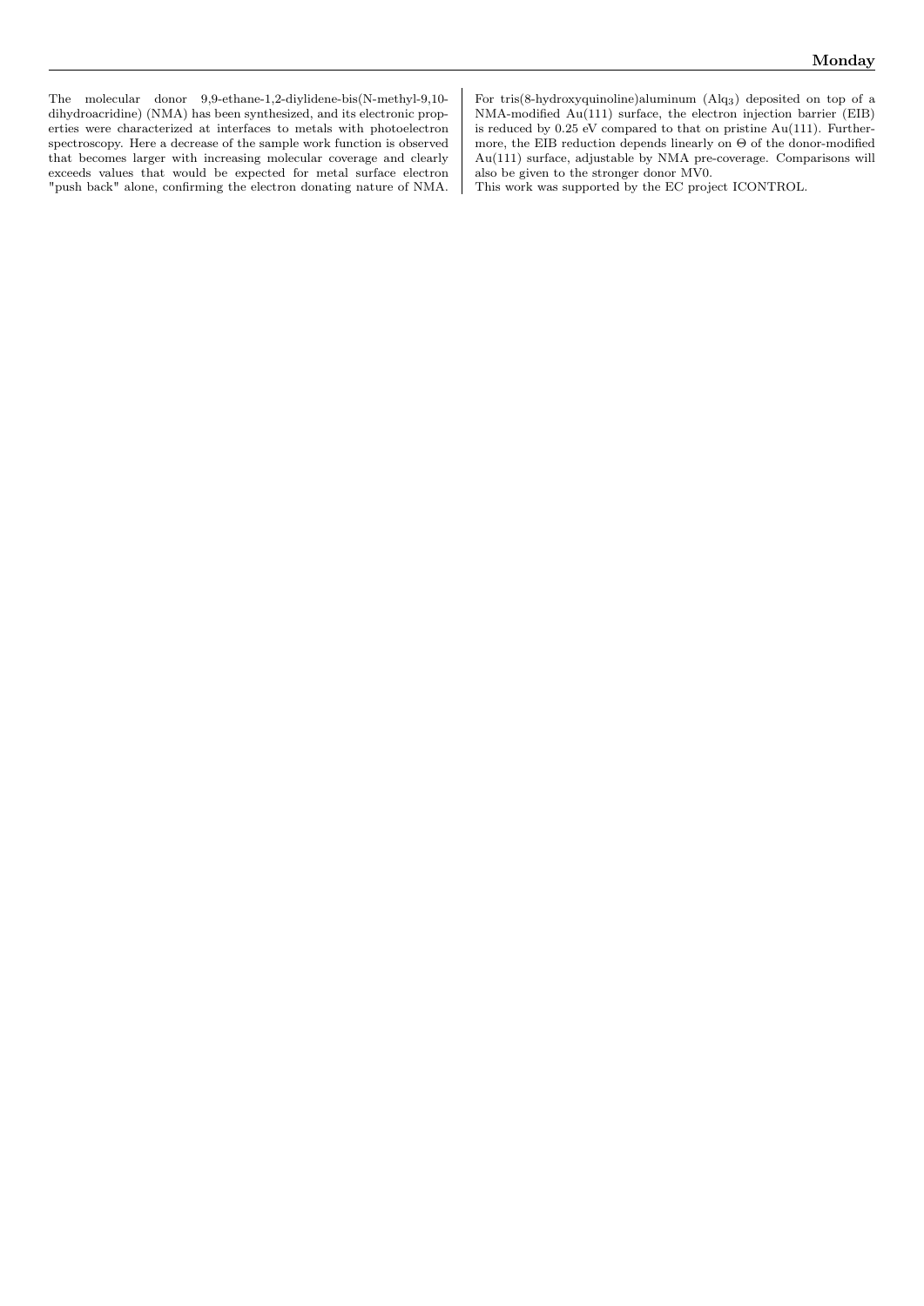The molecular donor 9,9-ethane-1,2-diylidene-bis(N-methyl-9,10-dihydroacridine) (NMA) has been synthesized, and its electronic properties were characterized at interfaces to metals with photoelectron spectroscopy. Here a decrease of the sample work function is observed that becomes larger with increasing molecular coverage and clearly exceeds values that would be expected for metal surface electron "push back" alone, confirming the electron donating nature of NMA. For tris(8-hydroxyquinoline)aluminum ($Alq_3$) deposited on top of a NMA-modified Au(111) surface, the electron injection barrier (EIB) is reduced by 0.25 eV compared to that on pristine Au(111). Furthermore, the EIB reduction depends linearly on $\Theta$ of the donor-modified Au(111) surface, adjustable by NMA pre-coverage. Comparisons will also be given to the stronger donor MV0.

This work was supported by the EC project ICONTROL.